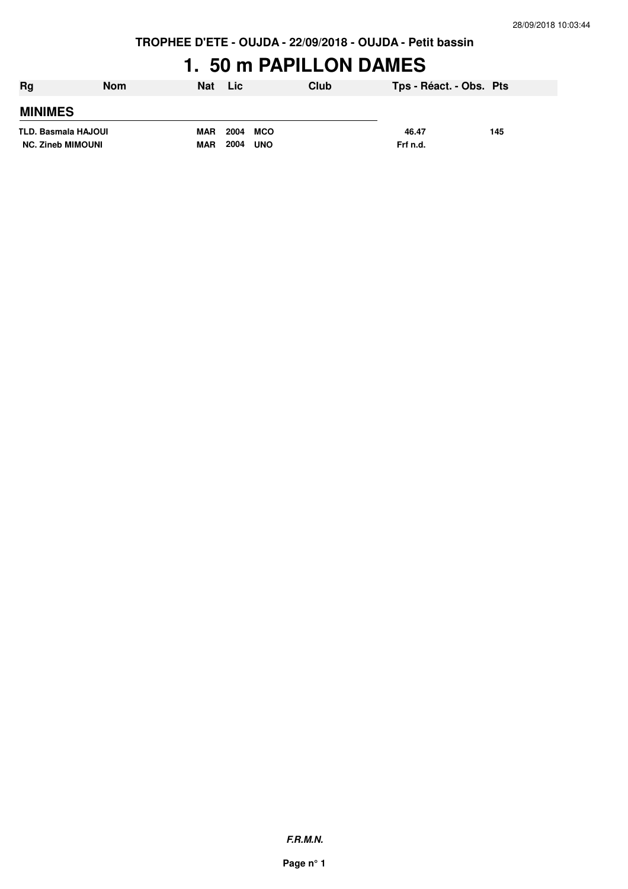**TROPHEE D'ETE - OUJDA - 22/09/2018 - OUJDA - Petit bassin**

# 1. 50 m PAPILLON DAMES

| Rg | Nom | Nat | Lic | Club | Tps - Réact. - Obs. | Pts |
|---|---|---|---|---|---|---|
| **MINIMES** | | | | | | |
| TLD. | Basmala HAJOUI | MAR | 2004 | MCO | 46.47 | 145 |
| NC. | Zineb MIMOUNI | MAR | 2004 | UNO | Frf n.d. | |

***F.R.M.N.***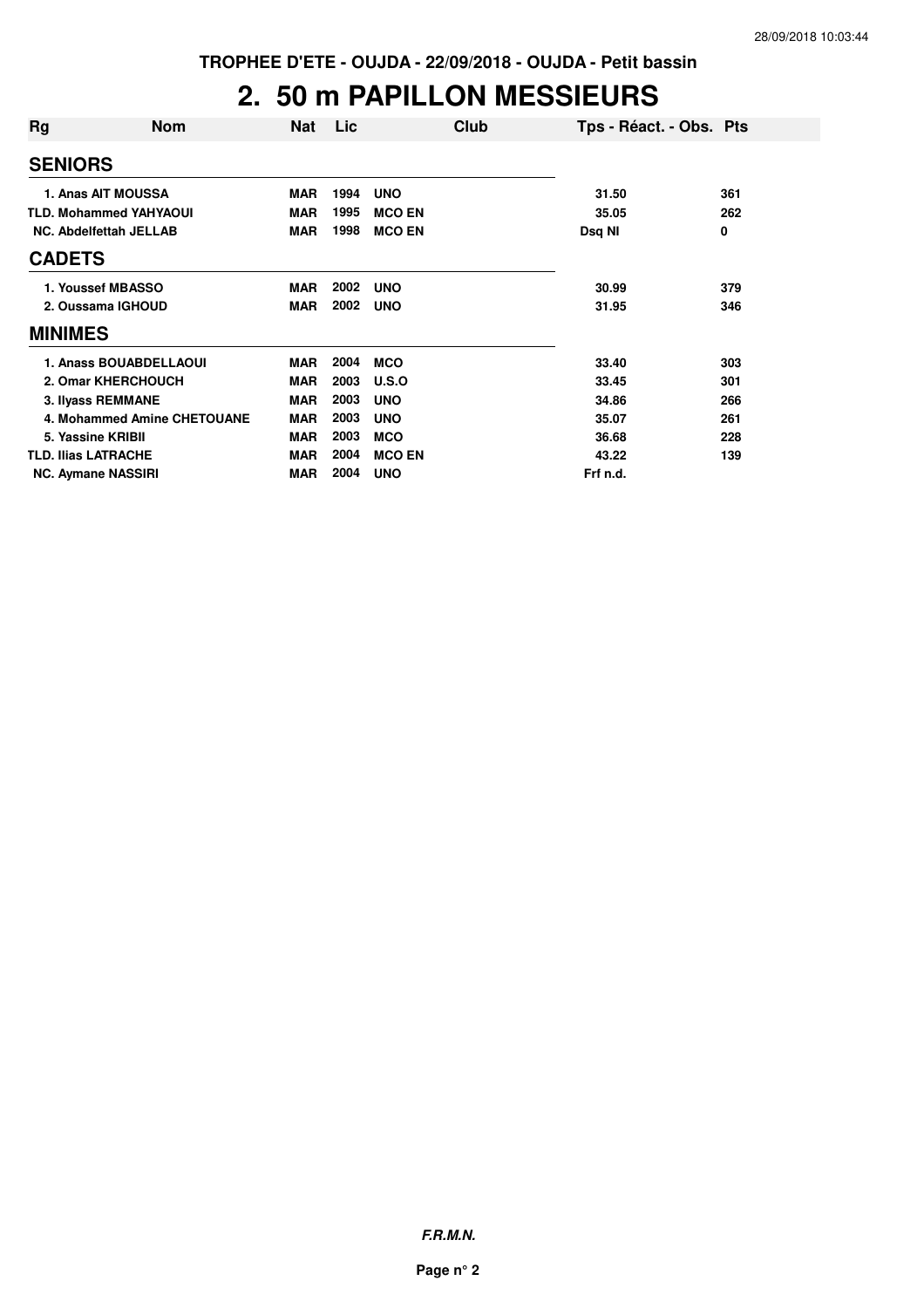TROPHEE D'ETE - OUJDA - 22/09/2018 - OUJDA - Petit bassin

# 2. 50 m PAPILLON MESSIEURS

| Rg | Nom | Nat | Lic | Club | Tps - Réact. - Obs. | Pts |
|---|---|---|---|---|---|---|
| **SENIORS** | | | | | | |
| 1. | Anas AIT MOUSSA | MAR | 1994 | UNO | 31.50 | 361 |
| TLD. | Mohammed YAHYAOUI | MAR | 1995 | MCO EN | 35.05 | 262 |
| NC. | Abdelfettah JELLAB | MAR | 1998 | MCO EN | Dsq NI | 0 |
| **CADETS** | | | | | | |
| 1. | Youssef MBASSO | MAR | 2002 | UNO | 30.99 | 379 |
| 2. | Oussama IGHOUD | MAR | 2002 | UNO | 31.95 | 346 |
| **MINIMES** | | | | | | |
| 1. | Anass BOUABDELLAOUI | MAR | 2004 | MCO | 33.40 | 303 |
| 2. | Omar KHERCHOUCH | MAR | 2003 | U.S.O | 33.45 | 301 |
| 3. | Ilyass REMMANE | MAR | 2003 | UNO | 34.86 | 266 |
| 4. | Mohammed Amine CHETOUANE | MAR | 2003 | UNO | 35.07 | 261 |
| 5. | Yassine KRIBII | MAR | 2003 | MCO | 36.68 | 228 |
| TLD. | Ilias LATRACHE | MAR | 2004 | MCO EN | 43.22 | 139 |
| NC. | Aymane NASSIRI | MAR | 2004 | UNO | Frf n.d. | |

*F.R.M.N.*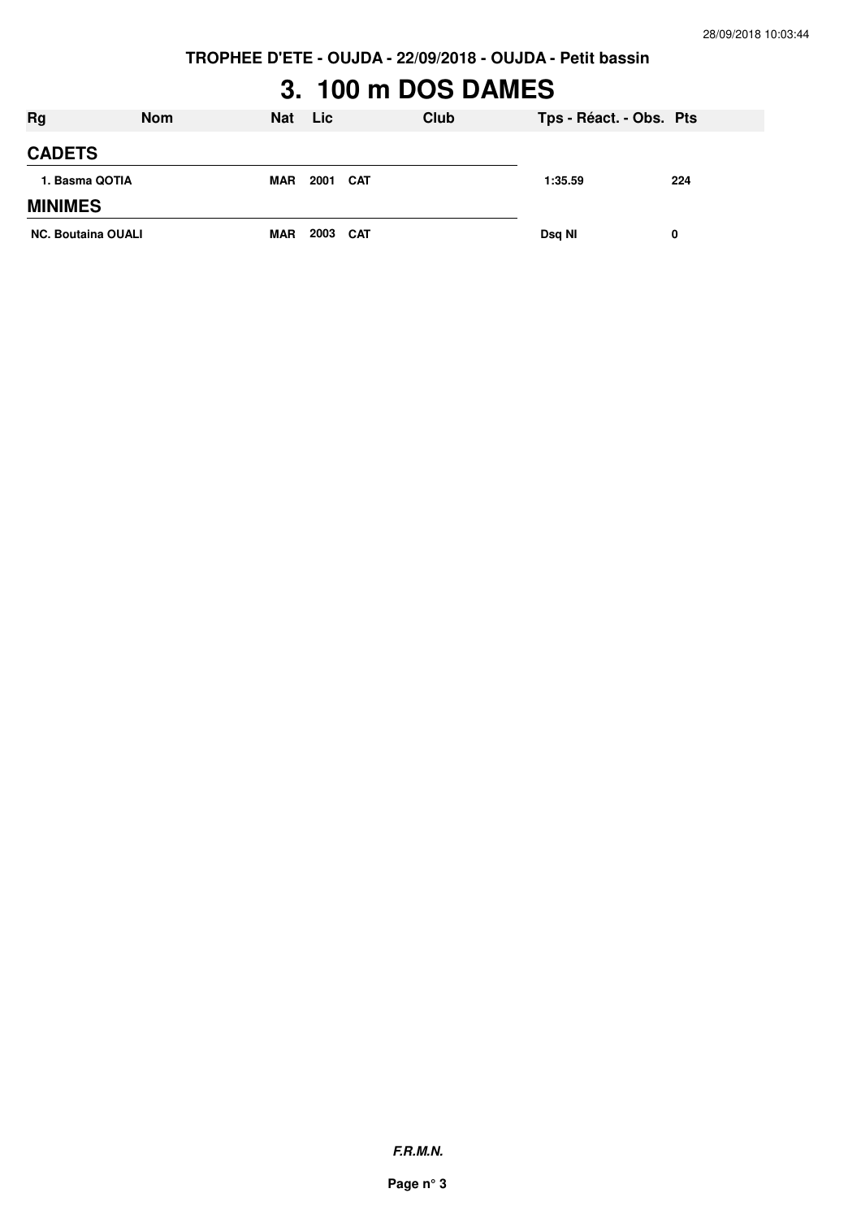TROPHEE D'ETE - OUJDA - 22/09/2018 - OUJDA - Petit bassin

# 3. 100 m DOS DAMES

| Rg | Nom | Nat | Lic | Club | Tps - Réact. - Obs. | Pts |
|---|---|---|---|---|---|---|
| **CADETS** | | | | | | |
| 1. | Basma QOTIA | MAR | 2001 | CAT | 1:35.59 | 224 |
| **MINIMES** | | | | | | |
| NC. | Boutaina OUALI | MAR | 2003 | CAT | Dsq NI | 0 |

***F.R.M.N.***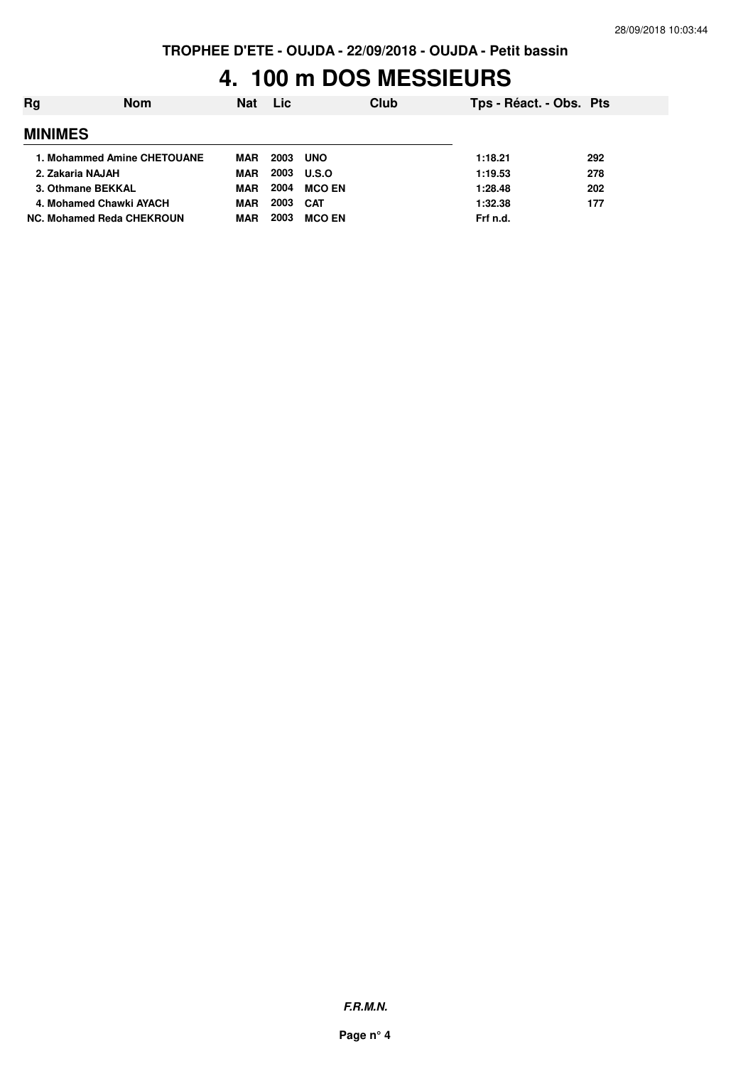TROPHEE D'ETE - OUJDA - 22/09/2018 - OUJDA - Petit bassin

# 4. 100 m DOS MESSIEURS

| Rg | Nom | Nat | Lic | Club | Tps - Réact. - Obs. | Pts |
|---|---|---|---|---|---|---|
| **MINIMES** | | | | | | |
| 1. | Mohammed Amine CHETOUANE | MAR | 2003 | UNO | 1:18.21 | 292 |
| 2. | Zakaria NAJAH | MAR | 2003 | U.S.O | 1:19.53 | 278 |
| 3. | Othmane BEKKAL | MAR | 2004 | MCO EN | 1:28.48 | 202 |
| 4. | Mohamed Chawki AYACH | MAR | 2003 | CAT | 1:32.38 | 177 |
| NC. | Mohamed Reda CHEKROUN | MAR | 2003 | MCO EN | Frf n.d. | |

*F.R.M.N.*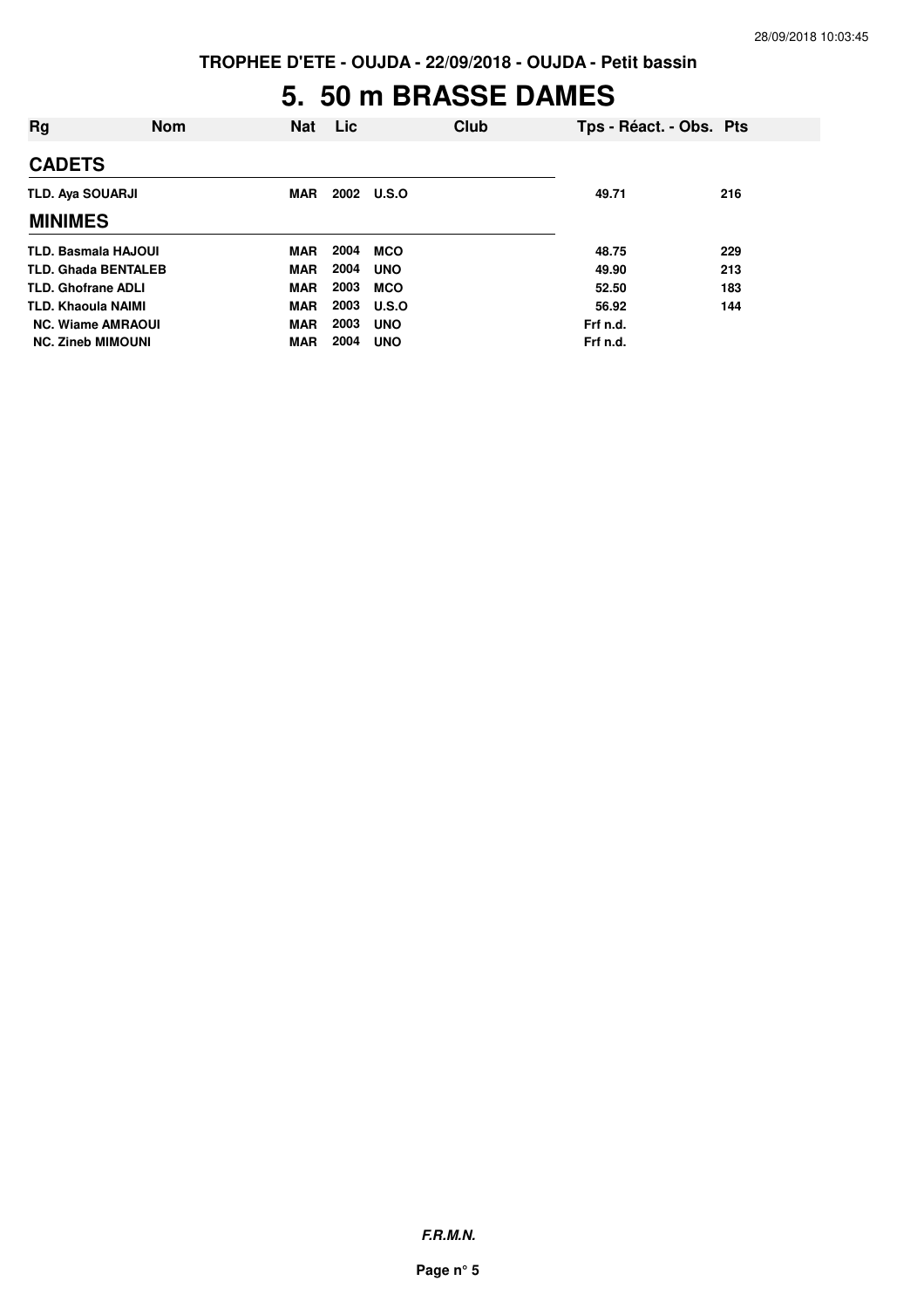TROPHEE D'ETE - OUJDA - 22/09/2018 - OUJDA - Petit bassin

# 5. 50 m BRASSE DAMES

| Rg | Nom | Nat | Lic | Club | Tps - Réact. - Obs. | Pts |
|---|---|---|---|---|---|---|
| **CADETS** | | | | | | |
| TLD. | Aya SOUARJI | MAR | 2002 | U.S.O | 49.71 | 216 |
| **MINIMES** | | | | | | |
| TLD. | Basmala HAJOUI | MAR | 2004 | MCO | 48.75 | 229 |
| TLD. | Ghada BENTALEB | MAR | 2004 | UNO | 49.90 | 213 |
| TLD. | Ghofrane ADLI | MAR | 2003 | MCO | 52.50 | 183 |
| TLD. | Khaoula NAIMI | MAR | 2003 | U.S.O | 56.92 | 144 |
| NC. | Wiame AMRAOUI | MAR | 2003 | UNO | Frf n.d. | |
| NC. | Zineb MIMOUNI | MAR | 2004 | UNO | Frf n.d. | |

*F.R.M.N.*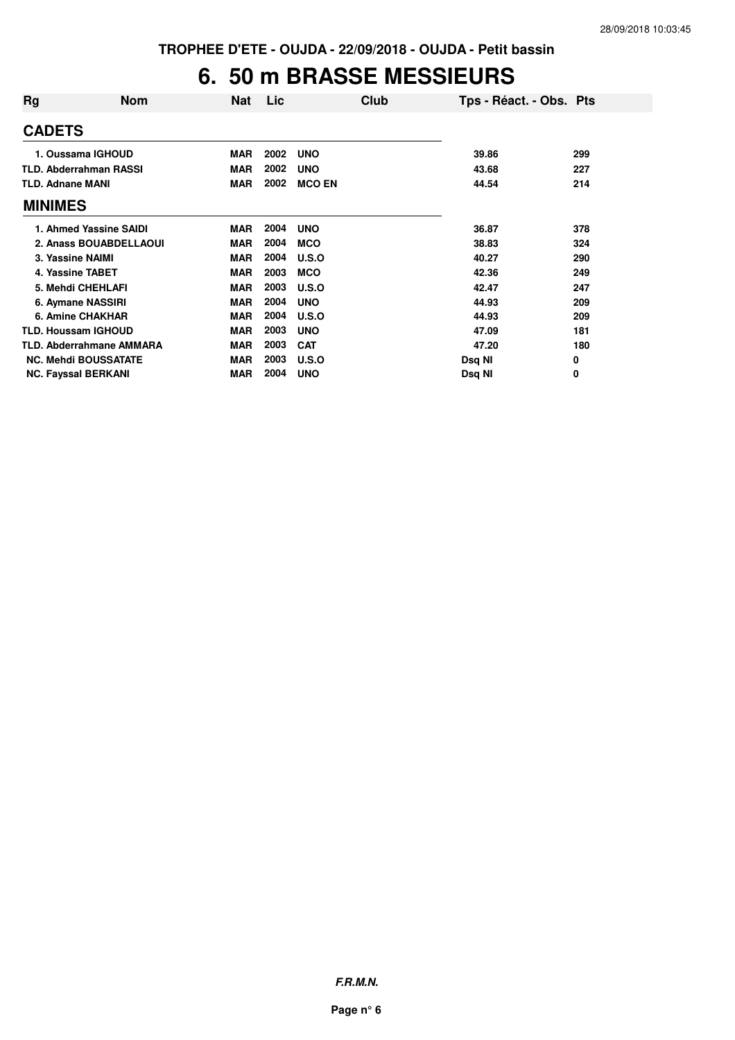TROPHEE D'ETE - OUJDA - 22/09/2018 - OUJDA - Petit bassin

# 6. 50 m BRASSE MESSIEURS

| Rg | Nom | Nat | Lic | Club | Tps - Réact. - Obs. | Pts |
|---|---|---|---|---|---|---|
| **CADETS** | | | | | | |
| 1. | Oussama IGHOUD | MAR | 2002 | UNO | 39.86 | 299 |
| TLD. | Abderrahman RASSI | MAR | 2002 | UNO | 43.68 | 227 |
| TLD. | Adnane MANI | MAR | 2002 | MCO EN | 44.54 | 214 |
| **MINIMES** | | | | | | |
| 1. | Ahmed Yassine SAIDI | MAR | 2004 | UNO | 36.87 | 378 |
| 2. | Anass BOUABDELLAOUI | MAR | 2004 | MCO | 38.83 | 324 |
| 3. | Yassine NAIMI | MAR | 2004 | U.S.O | 40.27 | 290 |
| 4. | Yassine TABET | MAR | 2003 | MCO | 42.36 | 249 |
| 5. | Mehdi CHEHLAFI | MAR | 2003 | U.S.O | 42.47 | 247 |
| 6. | Aymane NASSIRI | MAR | 2004 | UNO | 44.93 | 209 |
| 6. | Amine CHAKHAR | MAR | 2004 | U.S.O | 44.93 | 209 |
| TLD. | Houssam IGHOUD | MAR | 2003 | UNO | 47.09 | 181 |
| TLD. | Abderrahmane AMMARA | MAR | 2003 | CAT | 47.20 | 180 |
| NC. | Mehdi BOUSSATATE | MAR | 2003 | U.S.O | Dsq NI | 0 |
| NC. | Fayssal BERKANI | MAR | 2004 | UNO | Dsq NI | 0 |

*F.R.M.N.*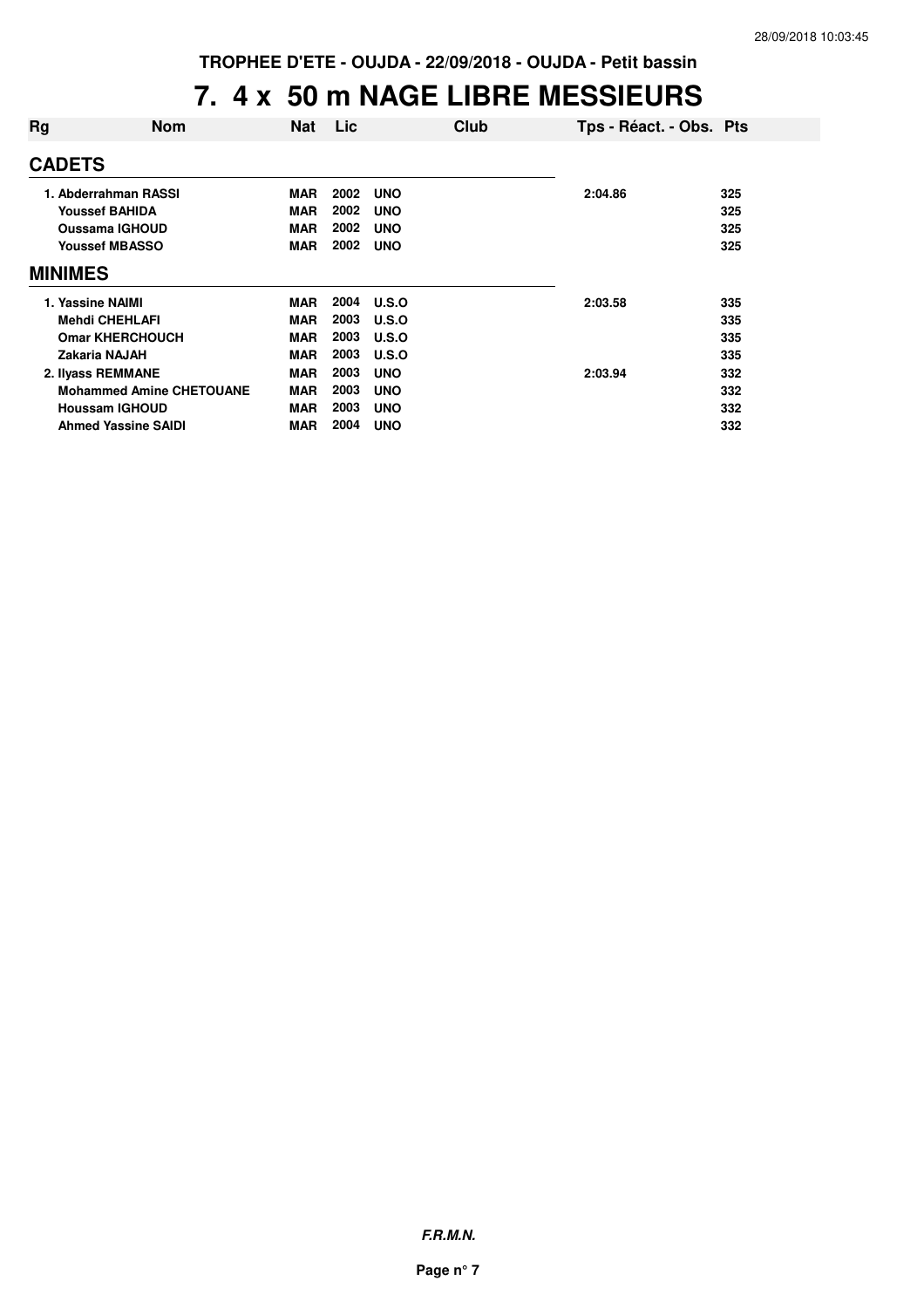TROPHEE D'ETE - OUJDA - 22/09/2018 - OUJDA - Petit bassin

# 7. 4 x 50 m NAGE LIBRE MESSIEURS

| Rg | Nom | Nat | Lic | Club | Tps - Réact. - Obs. | Pts |
|---|---|---|---|---|---|---|
| **CADETS** | | | | | | |
| 1. | Abderrahman RASSI | MAR | 2002 | UNO | 2:04.86 | 325 |
| | Youssef BAHIDA | MAR | 2002 | UNO | | 325 |
| | Oussama IGHOUD | MAR | 2002 | UNO | | 325 |
| | Youssef MBASSO | MAR | 2002 | UNO | | 325 |
| **MINIMES** | | | | | | |
| 1. | Yassine NAIMI | MAR | 2004 | U.S.O | 2:03.58 | 335 |
| | Mehdi CHEHLAFI | MAR | 2003 | U.S.O | | 335 |
| | Omar KHERCHOUCH | MAR | 2003 | U.S.O | | 335 |
| | Zakaria NAJAH | MAR | 2003 | U.S.O | | 335 |
| 2. | Ilyass REMMANE | MAR | 2003 | UNO | 2:03.94 | 332 |
| | Mohammed Amine CHETOUANE | MAR | 2003 | UNO | | 332 |
| | Houssam IGHOUD | MAR | 2003 | UNO | | 332 |
| | Ahmed Yassine SAIDI | MAR | 2004 | UNO | | 332 |

*F.R.M.N.*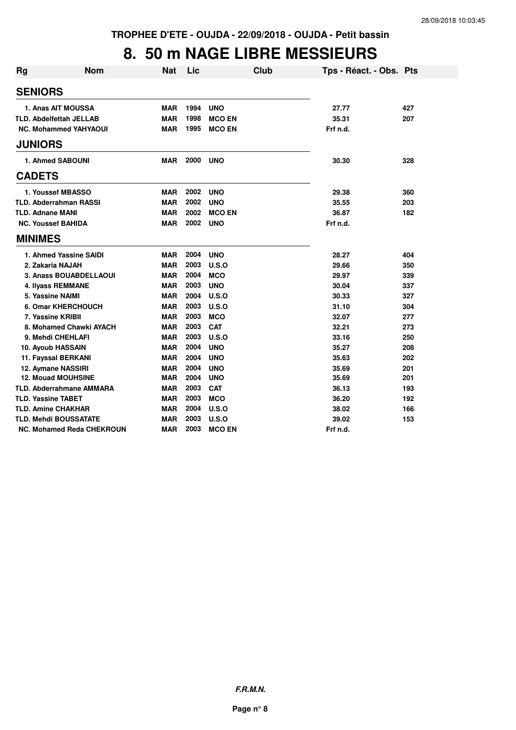TROPHEE D'ETE - OUJDA - 22/09/2018 - OUJDA - Petit bassin

# 8. 50 m NAGE LIBRE MESSIEURS

| Rg | Nom | Nat | Lic | Club | Tps - Réact. - Obs. | Pts |
|---|---|---|---|---|---|---|
| **SENIORS** | | | | | | |
| 1. | Anas AIT MOUSSA | MAR | 1994 | UNO | 27.77 | 427 |
| TLD. | Abdelfettah JELLAB | MAR | 1998 | MCO EN | 35.31 | 207 |
| NC. | Mohammed YAHYAOUI | MAR | 1995 | MCO EN | Frf n.d. | |
| **JUNIORS** | | | | | | |
| 1. | Ahmed SABOUNI | MAR | 2000 | UNO | 30.30 | 328 |
| **CADETS** | | | | | | |
| 1. | Youssef MBASSO | MAR | 2002 | UNO | 29.38 | 360 |
| TLD. | Abderrahman RASSI | MAR | 2002 | UNO | 35.55 | 203 |
| TLD. | Adnane MANI | MAR | 2002 | MCO EN | 36.87 | 182 |
| NC. | Youssef BAHIDA | MAR | 2002 | UNO | Frf n.d. | |
| **MINIMES** | | | | | | |
| 1. | Ahmed Yassine SAIDI | MAR | 2004 | UNO | 28.27 | 404 |
| 2. | Zakaria NAJAH | MAR | 2003 | U.S.O | 29.66 | 350 |
| 3. | Anass BOUABDELLAOUI | MAR | 2004 | MCO | 29.97 | 339 |
| 4. | Ilyass REMMANE | MAR | 2003 | UNO | 30.04 | 337 |
| 5. | Yassine NAIMI | MAR | 2004 | U.S.O | 30.33 | 327 |
| 6. | Omar KHERCHOUCH | MAR | 2003 | U.S.O | 31.10 | 304 |
| 7. | Yassine KRIBII | MAR | 2003 | MCO | 32.07 | 277 |
| 8. | Mohamed Chawki AYACH | MAR | 2003 | CAT | 32.21 | 273 |
| 9. | Mehdi CHEHLAFI | MAR | 2003 | U.S.O | 33.16 | 250 |
| 10. | Ayoub HASSAIN | MAR | 2004 | UNO | 35.27 | 208 |
| 11. | Fayssal BERKANI | MAR | 2004 | UNO | 35.63 | 202 |
| 12. | Aymane NASSIRI | MAR | 2004 | UNO | 35.69 | 201 |
| 12. | Mouad MOUHSINE | MAR | 2004 | UNO | 35.69 | 201 |
| TLD. | Abderrahmane AMMARA | MAR | 2003 | CAT | 36.13 | 193 |
| TLD. | Yassine TABET | MAR | 2003 | MCO | 36.20 | 192 |
| TLD. | Amine CHAKHAR | MAR | 2004 | U.S.O | 38.02 | 166 |
| TLD. | Mehdi BOUSSATATE | MAR | 2003 | U.S.O | 39.02 | 153 |
| NC. | Mohamed Reda CHEKROUN | MAR | 2003 | MCO EN | Frf n.d. | |

*F.R.M.N.*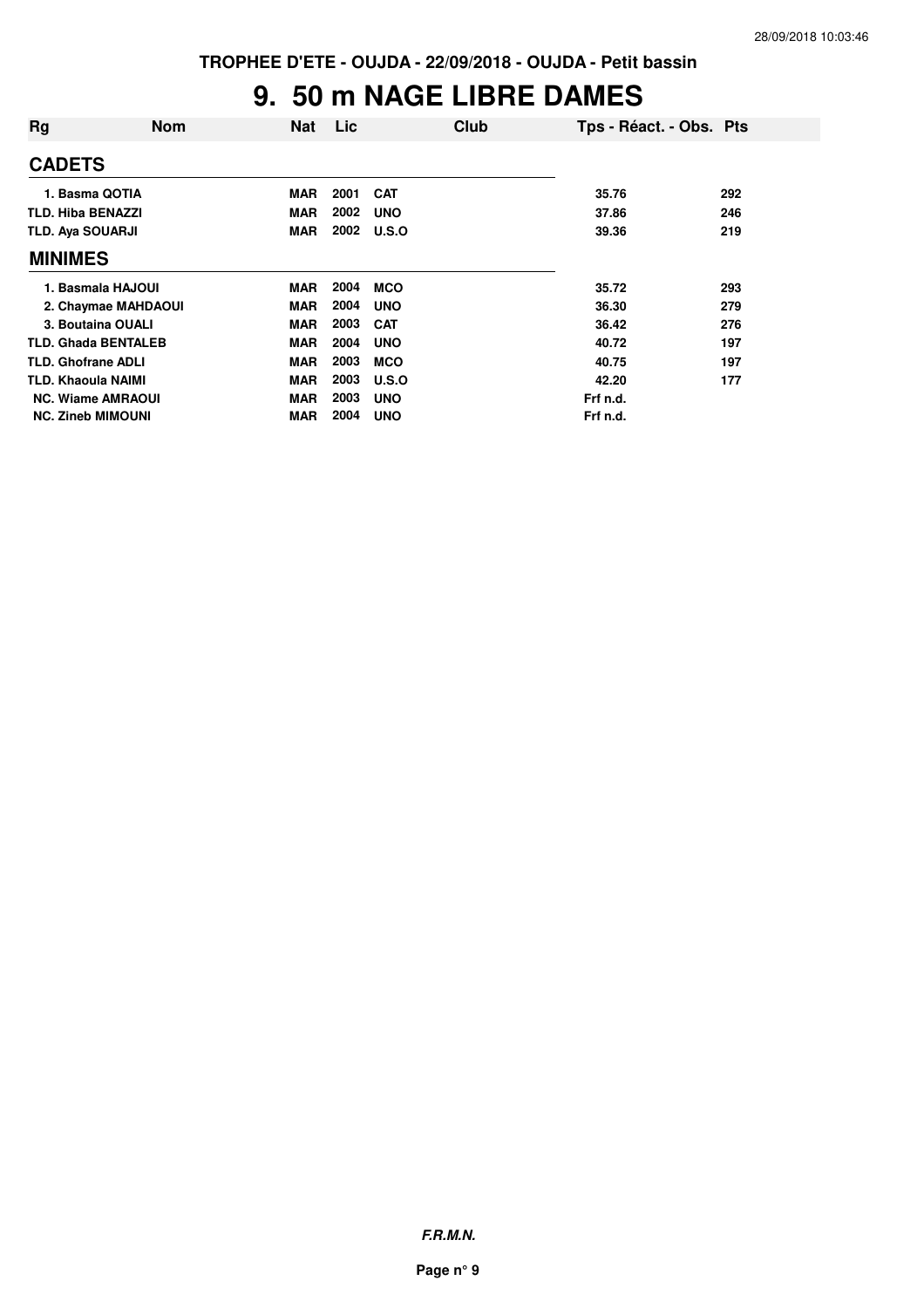TROPHEE D'ETE - OUJDA - 22/09/2018 - OUJDA - Petit bassin

# 9. 50 m NAGE LIBRE DAMES

| Rg | Nom | Nat | Lic | Club | Tps - Réact. - Obs. | Pts |
|---|---|---|---|---|---|---|
| **CADETS** | | | | | | |
| 1. | Basma QOTIA | MAR | 2001 | CAT | 35.76 | 292 |
| TLD. | Hiba BENAZZI | MAR | 2002 | UNO | 37.86 | 246 |
| TLD. | Aya SOUARJI | MAR | 2002 | U.S.O | 39.36 | 219 |
| **MINIMES** | | | | | | |
| 1. | Basmala HAJOUI | MAR | 2004 | MCO | 35.72 | 293 |
| 2. | Chaymae MAHDAOUI | MAR | 2004 | UNO | 36.30 | 279 |
| 3. | Boutaina OUALI | MAR | 2003 | CAT | 36.42 | 276 |
| TLD. | Ghada BENTALEB | MAR | 2004 | UNO | 40.72 | 197 |
| TLD. | Ghofrane ADLI | MAR | 2003 | MCO | 40.75 | 197 |
| TLD. | Khaoula NAIMI | MAR | 2003 | U.S.O | 42.20 | 177 |
| NC. | Wiame AMRAOUI | MAR | 2003 | UNO | Frf n.d. | |
| NC. | Zineb MIMOUNI | MAR | 2004 | UNO | Frf n.d. | |

*F.R.M.N.*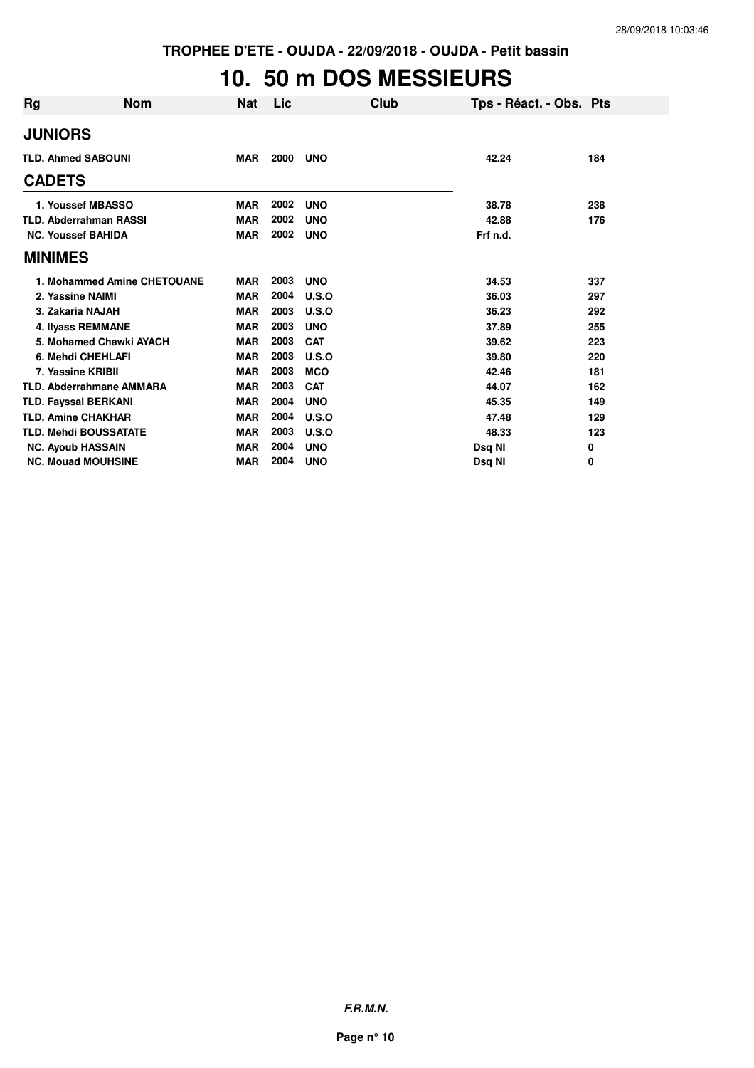TROPHEE D'ETE - OUJDA - 22/09/2018 - OUJDA - Petit bassin

# 10. 50 m DOS MESSIEURS

| Rg | Nom | Nat | Lic | Club | Tps - Réact. - Obs. | Pts |
|---|---|---|---|---|---|---|
| **JUNIORS** | | | | | | |
| TLD. | Ahmed SABOUNI | MAR | 2000 | UNO | 42.24 | 184 |
| **CADETS** | | | | | | |
| 1. | Youssef MBASSO | MAR | 2002 | UNO | 38.78 | 238 |
| TLD. | Abderrahman RASSI | MAR | 2002 | UNO | 42.88 | 176 |
| NC. | Youssef BAHIDA | MAR | 2002 | UNO | Frf n.d. | |
| **MINIMES** | | | | | | |
| 1. | Mohammed Amine CHETOUANE | MAR | 2003 | UNO | 34.53 | 337 |
| 2. | Yassine NAIMI | MAR | 2004 | U.S.O | 36.03 | 297 |
| 3. | Zakaria NAJAH | MAR | 2003 | U.S.O | 36.23 | 292 |
| 4. | Ilyass REMMANE | MAR | 2003 | UNO | 37.89 | 255 |
| 5. | Mohamed Chawki AYACH | MAR | 2003 | CAT | 39.62 | 223 |
| 6. | Mehdi CHEHLAFI | MAR | 2003 | U.S.O | 39.80 | 220 |
| 7. | Yassine KRIBII | MAR | 2003 | MCO | 42.46 | 181 |
| TLD. | Abderrahmane AMMARA | MAR | 2003 | CAT | 44.07 | 162 |
| TLD. | Fayssal BERKANI | MAR | 2004 | UNO | 45.35 | 149 |
| TLD. | Amine CHAKHAR | MAR | 2004 | U.S.O | 47.48 | 129 |
| TLD. | Mehdi BOUSSATATE | MAR | 2003 | U.S.O | 48.33 | 123 |
| NC. | Ayoub HASSAIN | MAR | 2004 | UNO | Dsq NI | 0 |
| NC. | Mouad MOUHSINE | MAR | 2004 | UNO | Dsq NI | 0 |

***F.R.M.N.***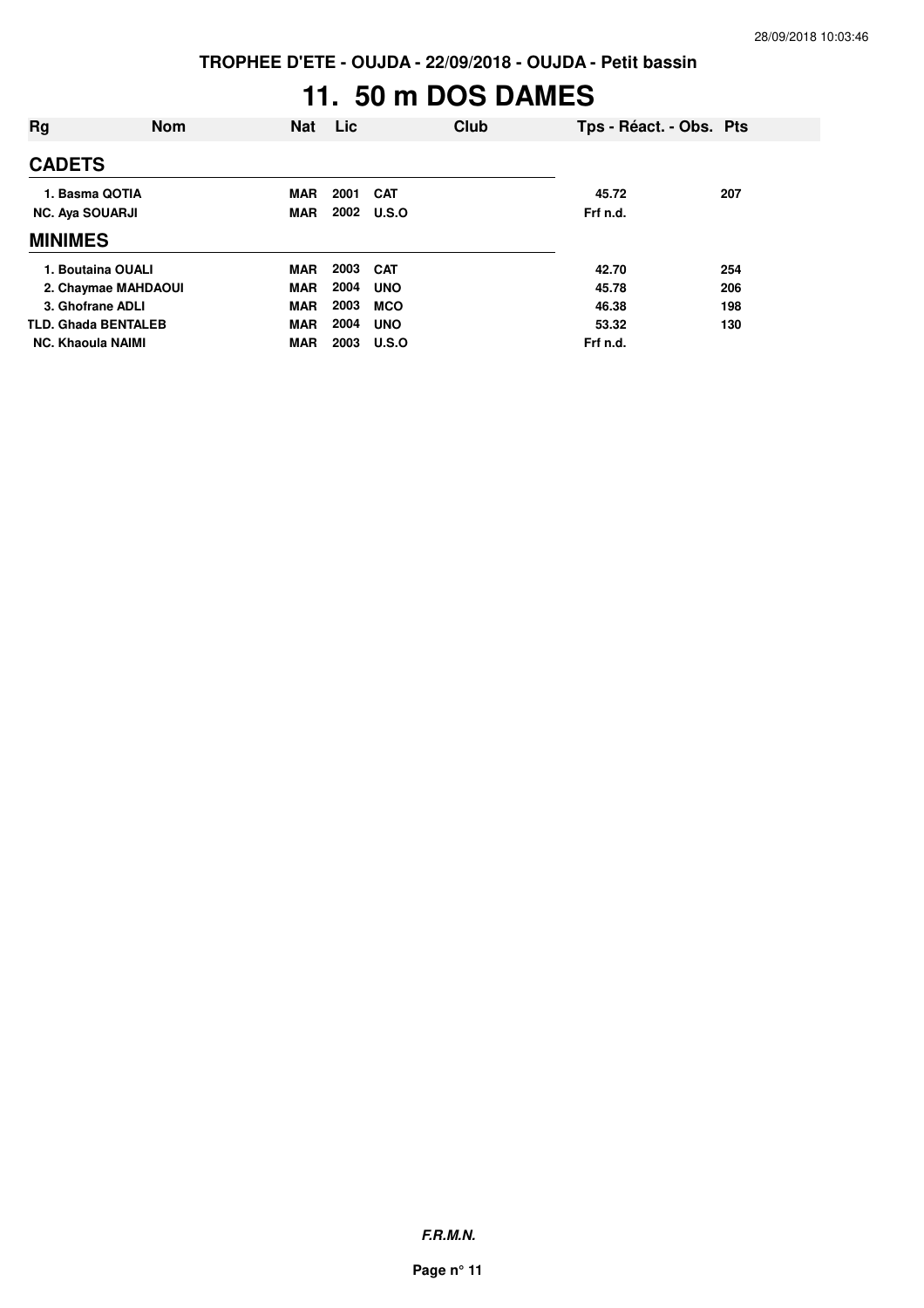**TROPHEE D'ETE - OUJDA - 22/09/2018 - OUJDA - Petit bassin**

# 11. 50 m DOS DAMES

| Rg | Nom | Nat | Lic | Club | Tps - Réact. - Obs. | Pts |
|---|---|---|---|---|---|---|
| **CADETS** | | | | | | |
| 1. | Basma QOTIA | MAR | 2001 | CAT | 45.72 | 207 |
| NC. | Aya SOUARJI | MAR | 2002 | U.S.O | Frf n.d. | |
| **MINIMES** | | | | | | |
| 1. | Boutaina OUALI | MAR | 2003 | CAT | 42.70 | 254 |
| 2. | Chaymae MAHDAOUI | MAR | 2004 | UNO | 45.78 | 206 |
| 3. | Ghofrane ADLI | MAR | 2003 | MCO | 46.38 | 198 |
| TLD. | Ghada BENTALEB | MAR | 2004 | UNO | 53.32 | 130 |
| NC. | Khaoula NAIMI | MAR | 2003 | U.S.O | Frf n.d. | |

***F.R.M.N.***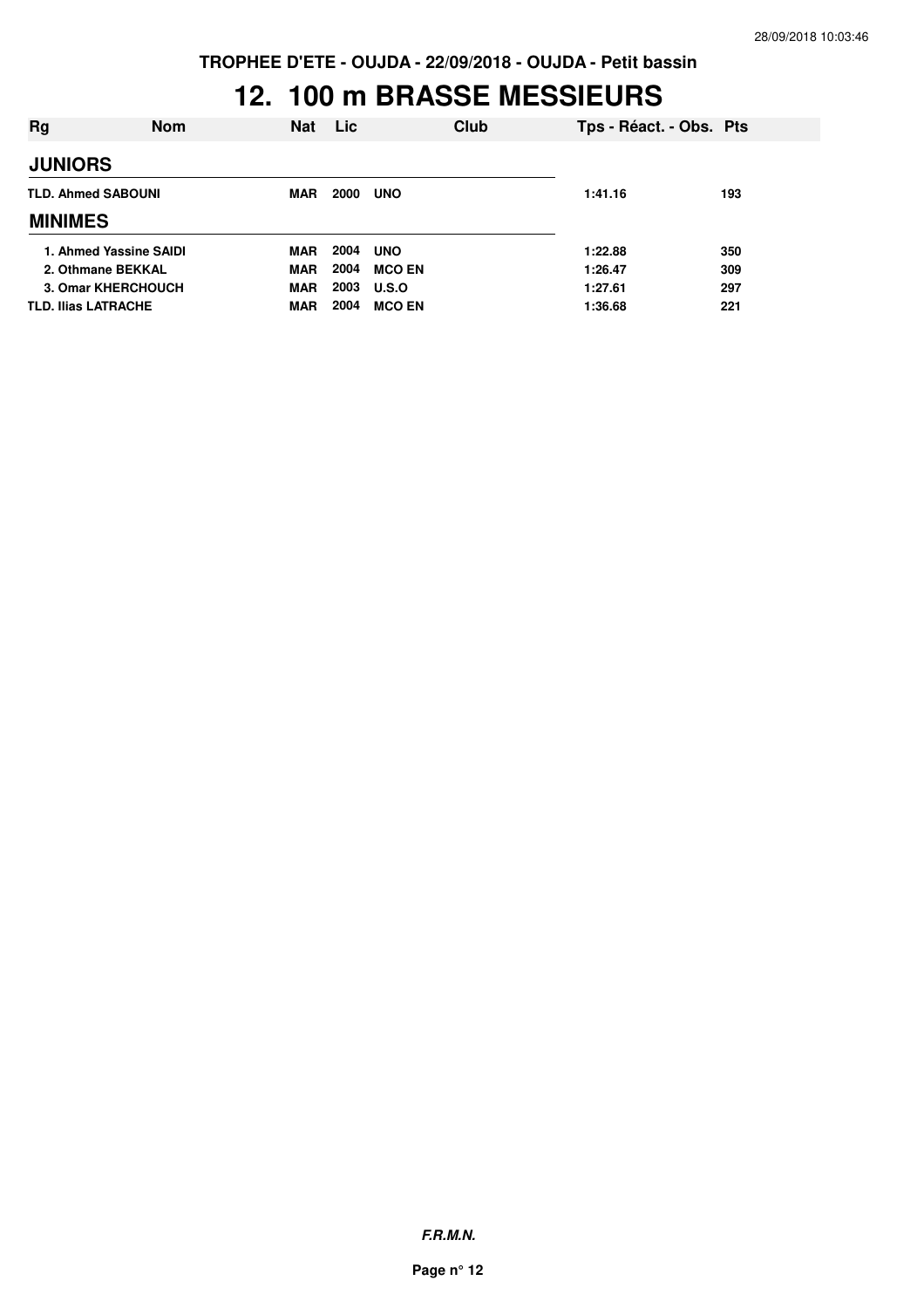TROPHEE D'ETE - OUJDA - 22/09/2018 - OUJDA - Petit bassin

# 12. 100 m BRASSE MESSIEURS

| Rg | Nom | Nat | Lic | Club | Tps - Réact. - Obs. | Pts |
|---|---|---|---|---|---|---|
| **JUNIORS** | | | | | | |
| TLD. | Ahmed SABOUNI | MAR | 2000 | UNO | 1:41.16 | 193 |
| **MINIMES** | | | | | | |
| 1. | Ahmed Yassine SAIDI | MAR | 2004 | UNO | 1:22.88 | 350 |
| 2. | Othmane BEKKAL | MAR | 2004 | MCO EN | 1:26.47 | 309 |
| 3. | Omar KHERCHOUCH | MAR | 2003 | U.S.O | 1:27.61 | 297 |
| TLD. | Ilias LATRACHE | MAR | 2004 | MCO EN | 1:36.68 | 221 |

*F.R.M.N.*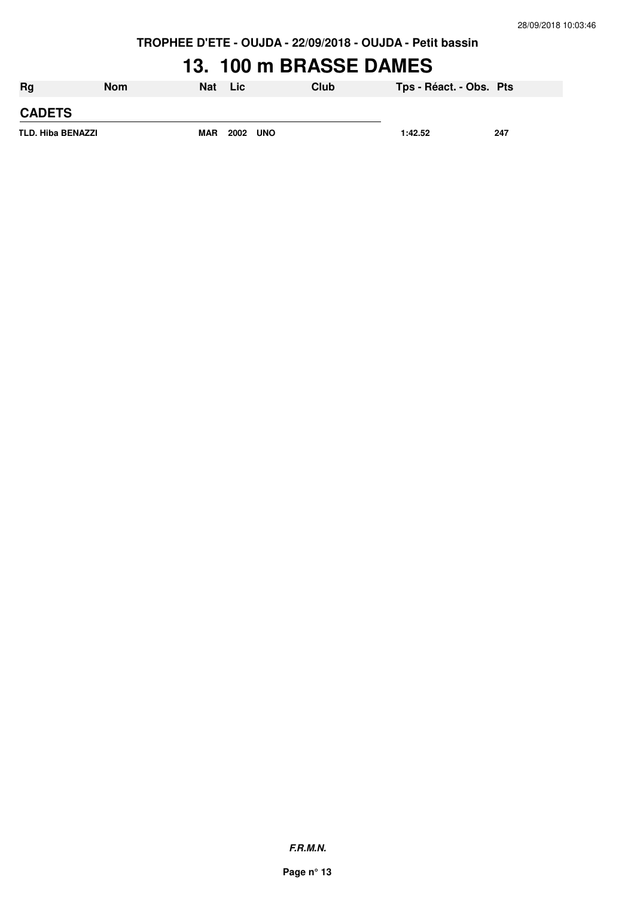TROPHEE D'ETE - OUJDA - 22/09/2018 - OUJDA - Petit bassin

# 13. 100 m BRASSE DAMES

| Rg | Nom | Nat | Lic | Club | Tps - Réact. - Obs. | Pts |
|---|---|---|---|---|---|---|
| **CADETS** | | | | | | |
| TLD. | Hiba BENAZZI | MAR | 2002 | UNO | 1:42.52 | 247 |

*F.R.M.N.*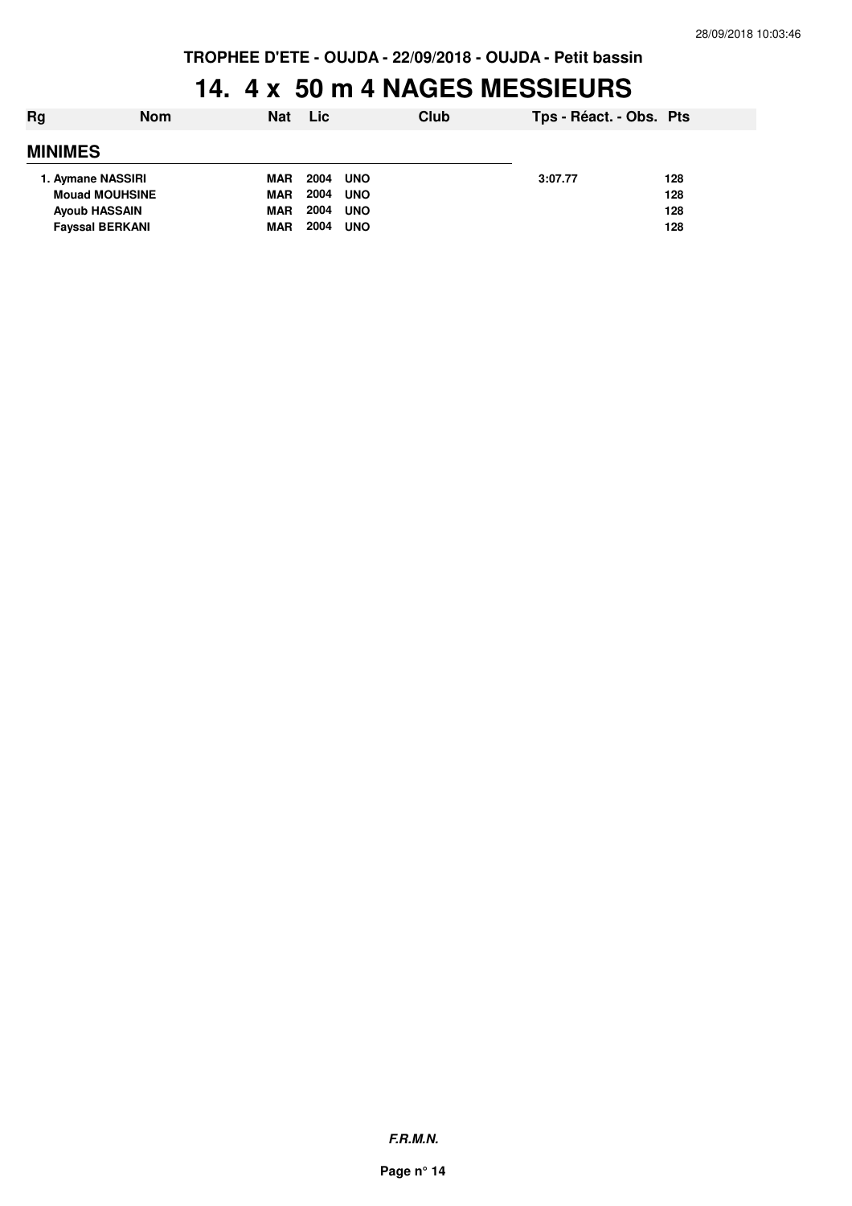TROPHEE D'ETE - OUJDA - 22/09/2018 - OUJDA - Petit bassin

# 14. 4 x 50 m 4 NAGES MESSIEURS

| Rg | Nom | Nat | Lic | Club | Tps - Réact. - Obs. | Pts |
|---|---|---|---|---|---|---|
| **MINIMES** | | | | | | |
| 1. | Aymane NASSIRI | MAR | 2004 | UNO | 3:07.77 | 128 |
| | Mouad MOUHSINE | MAR | 2004 | UNO | | 128 |
| | Ayoub HASSAIN | MAR | 2004 | UNO | | 128 |
| | Fayssal BERKANI | MAR | 2004 | UNO | | 128 |

*F.R.M.N.*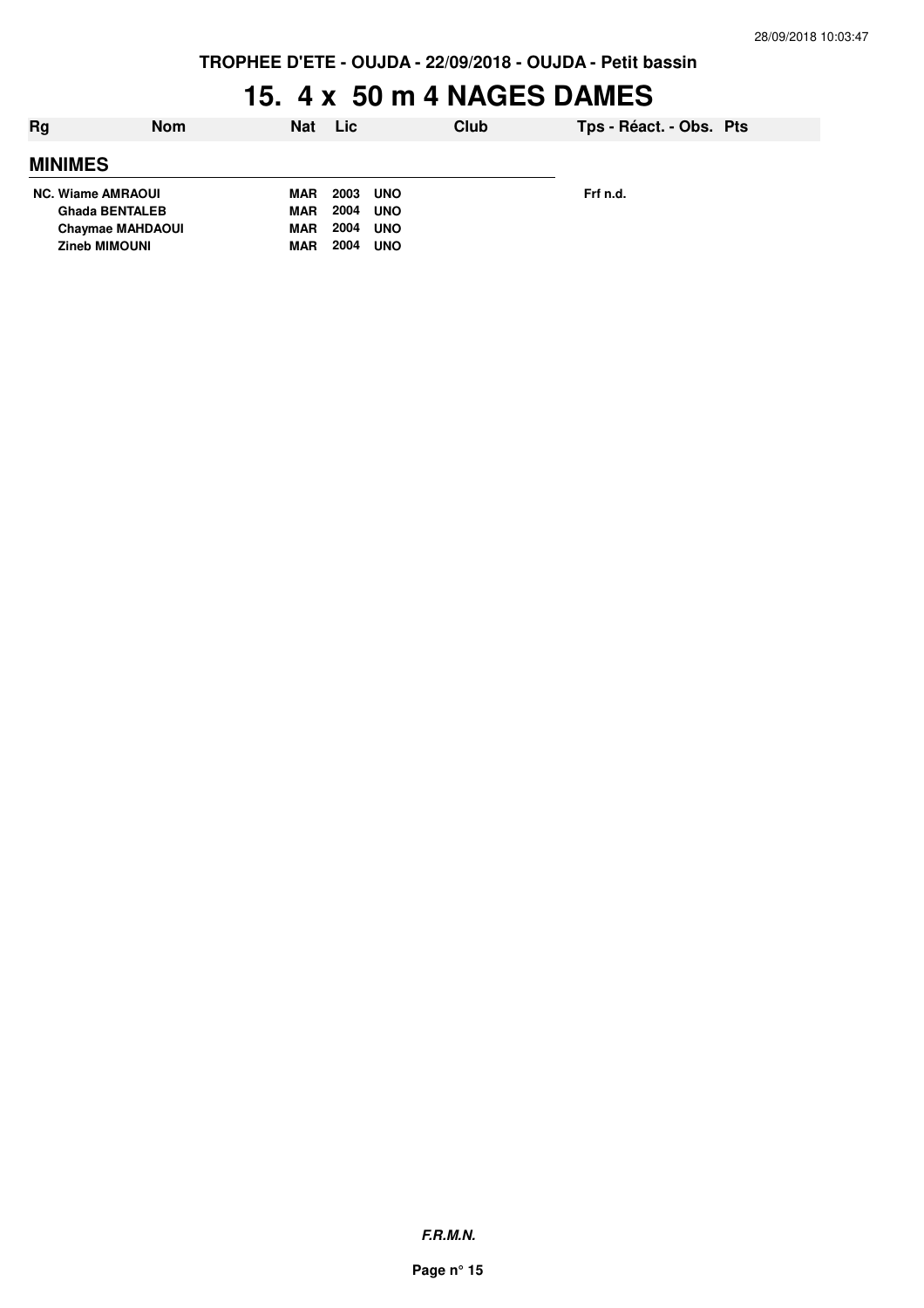TROPHEE D'ETE - OUJDA - 22/09/2018 - OUJDA - Petit bassin

# 15. 4 x 50 m 4 NAGES DAMES

| Rg | Nom | Nat | Lic | Club | Tps - Réact. - Obs. | Pts |
|---|---|---|---|---|---|---|

## MINIMES

| Rg | Nom | Nat | Lic | Club | Tps - Réact. - Obs. | Pts |
|---|---|---|---|---|---|---|
| NC. | Wiame AMRAOUI | MAR | 2003 | UNO | Frf n.d. | |
| | Ghada BENTALEB | MAR | 2004 | UNO | | |
| | Chaymae MAHDAOUI | MAR | 2004 | UNO | | |
| | Zineb MIMOUNI | MAR | 2004 | UNO | | |

*F.R.M.N.*